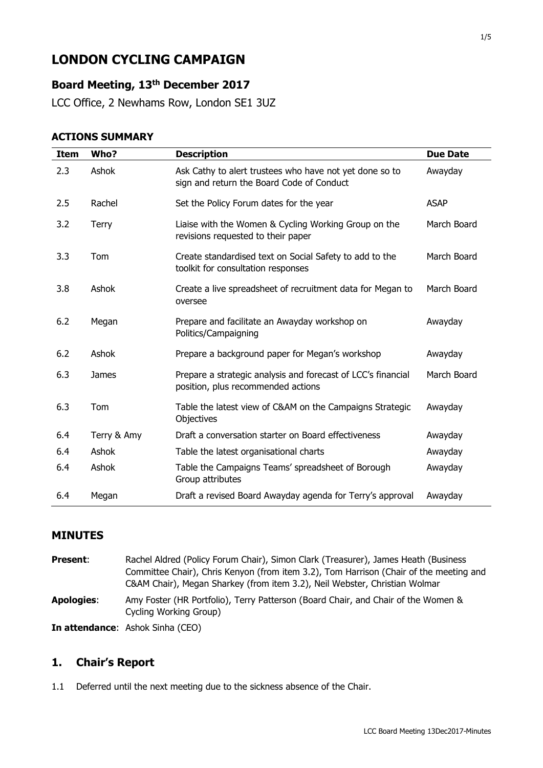# LONDON CYCLING CAMPAIGN

## Board Meeting, 13th December 2017

LCC Office, 2 Newhams Row, London SE1 3UZ

### ACTIONS SUMMARY

| Item | Who? | Description | Due Date |
|---|---|---|---|
| 2.3 | Ashok | Ask Cathy to alert trustees who have not yet done so to sign and return the Board Code of Conduct | Awayday |
| 2.5 | Rachel | Set the Policy Forum dates for the year | ASAP |
| 3.2 | Terry | Liaise with the Women & Cycling Working Group on the revisions requested to their paper | March Board |
| 3.3 | Tom | Create standardised text on Social Safety to add to the toolkit for consultation responses | March Board |
| 3.8 | Ashok | Create a live spreadsheet of recruitment data for Megan to oversee | March Board |
| 6.2 | Megan | Prepare and facilitate an Awayday workshop on Politics/Campaigning | Awayday |
| 6.2 | Ashok | Prepare a background paper for Megan's workshop | Awayday |
| 6.3 | James | Prepare a strategic analysis and forecast of LCC's financial position, plus recommended actions | March Board |
| 6.3 | Tom | Table the latest view of C&AM on the Campaigns Strategic Objectives | Awayday |
| 6.4 | Terry & Amy | Draft a conversation starter on Board effectiveness | Awayday |
| 6.4 | Ashok | Table the latest organisational charts | Awayday |
| 6.4 | Ashok | Table the Campaigns Teams' spreadsheet of Borough Group attributes | Awayday |
| 6.4 | Megan | Draft a revised Board Awayday agenda for Terry's approval | Awayday |

### MINUTES

**Present**: Rachel Aldred (Policy Forum Chair), Simon Clark (Treasurer), James Heath (Business Committee Chair), Chris Kenyon (from item 3.2), Tom Harrison (Chair of the meeting and C&AM Chair), Megan Sharkey (from item 3.2), Neil Webster, Christian Wolmar

**Apologies**: Amy Foster (HR Portfolio), Terry Patterson (Board Chair, and Chair of the Women & Cycling Working Group)

**In attendance**: Ashok Sinha (CEO)

## 1. Chair's Report

1.1 Deferred until the next meeting due to the sickness absence of the Chair.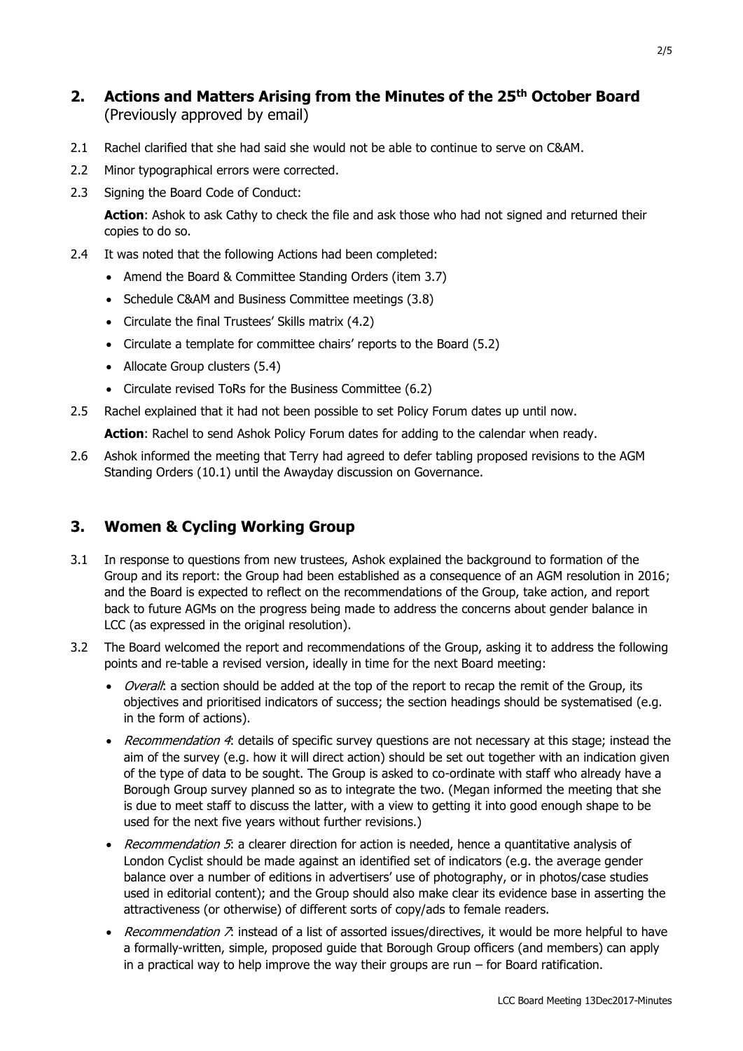## 2. Actions and Matters Arising from the Minutes of the 25th October Board (Previously approved by email)

2.1 Rachel clarified that she had said she would not be able to continue to serve on C&AM.

2.2 Minor typographical errors were corrected.

2.3 Signing the Board Code of Conduct:

**Action**: Ashok to ask Cathy to check the file and ask those who had not signed and returned their copies to do so.

2.4 It was noted that the following Actions had been completed:

- Amend the Board & Committee Standing Orders (item 3.7)
- Schedule C&AM and Business Committee meetings (3.8)
- Circulate the final Trustees' Skills matrix (4.2)
- Circulate a template for committee chairs' reports to the Board (5.2)
- Allocate Group clusters (5.4)
- Circulate revised ToRs for the Business Committee (6.2)

2.5 Rachel explained that it had not been possible to set Policy Forum dates up until now.

**Action**: Rachel to send Ashok Policy Forum dates for adding to the calendar when ready.

2.6 Ashok informed the meeting that Terry had agreed to defer tabling proposed revisions to the AGM Standing Orders (10.1) until the Awayday discussion on Governance.

## 3. Women & Cycling Working Group

3.1 In response to questions from new trustees, Ashok explained the background to formation of the Group and its report: the Group had been established as a consequence of an AGM resolution in 2016; and the Board is expected to reflect on the recommendations of the Group, take action, and report back to future AGMs on the progress being made to address the concerns about gender balance in LCC (as expressed in the original resolution).

3.2 The Board welcomed the report and recommendations of the Group, asking it to address the following points and re-table a revised version, ideally in time for the next Board meeting:

- *Overall*: a section should be added at the top of the report to recap the remit of the Group, its objectives and prioritised indicators of success; the section headings should be systematised (e.g. in the form of actions).
- *Recommendation 4*: details of specific survey questions are not necessary at this stage; instead the aim of the survey (e.g. how it will direct action) should be set out together with an indication given of the type of data to be sought. The Group is asked to co-ordinate with staff who already have a Borough Group survey planned so as to integrate the two. (Megan informed the meeting that she is due to meet staff to discuss the latter, with a view to getting it into good enough shape to be used for the next five years without further revisions.)
- *Recommendation 5*: a clearer direction for action is needed, hence a quantitative analysis of London Cyclist should be made against an identified set of indicators (e.g. the average gender balance over a number of editions in advertisers' use of photography, or in photos/case studies used in editorial content); and the Group should also make clear its evidence base in asserting the attractiveness (or otherwise) of different sorts of copy/ads to female readers.
- *Recommendation 7*: instead of a list of assorted issues/directives, it would be more helpful to have a formally-written, simple, proposed guide that Borough Group officers (and members) can apply in a practical way to help improve the way their groups are run – for Board ratification.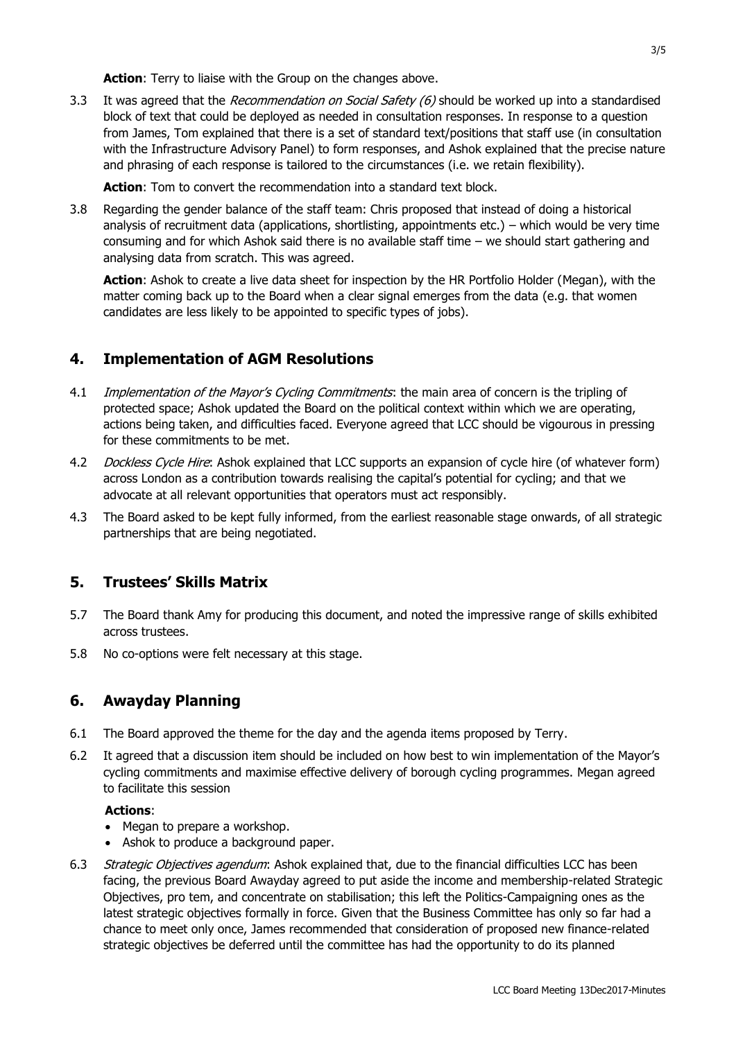**Action**: Terry to liaise with the Group on the changes above.

3.3 It was agreed that the *Recommendation on Social Safety (6)* should be worked up into a standardised block of text that could be deployed as needed in consultation responses. In response to a question from James, Tom explained that there is a set of standard text/positions that staff use (in consultation with the Infrastructure Advisory Panel) to form responses, and Ashok explained that the precise nature and phrasing of each response is tailored to the circumstances (i.e. we retain flexibility).

**Action**: Tom to convert the recommendation into a standard text block.

3.8 Regarding the gender balance of the staff team: Chris proposed that instead of doing a historical analysis of recruitment data (applications, shortlisting, appointments etc.) – which would be very time consuming and for which Ashok said there is no available staff time – we should start gathering and analysing data from scratch. This was agreed.

**Action**: Ashok to create a live data sheet for inspection by the HR Portfolio Holder (Megan), with the matter coming back up to the Board when a clear signal emerges from the data (e.g. that women candidates are less likely to be appointed to specific types of jobs).

## 4. Implementation of AGM Resolutions

4.1 *Implementation of the Mayor's Cycling Commitments*: the main area of concern is the tripling of protected space; Ashok updated the Board on the political context within which we are operating, actions being taken, and difficulties faced. Everyone agreed that LCC should be vigourous in pressing for these commitments to be met.

4.2 *Dockless Cycle Hire*: Ashok explained that LCC supports an expansion of cycle hire (of whatever form) across London as a contribution towards realising the capital's potential for cycling; and that we advocate at all relevant opportunities that operators must act responsibly.

4.3 The Board asked to be kept fully informed, from the earliest reasonable stage onwards, of all strategic partnerships that are being negotiated.

## 5. Trustees' Skills Matrix

5.7 The Board thank Amy for producing this document, and noted the impressive range of skills exhibited across trustees.

5.8 No co-options were felt necessary at this stage.

## 6. Awayday Planning

6.1 The Board approved the theme for the day and the agenda items proposed by Terry.

6.2 It agreed that a discussion item should be included on how best to win implementation of the Mayor's cycling commitments and maximise effective delivery of borough cycling programmes. Megan agreed to facilitate this session

**Actions**:

- Megan to prepare a workshop.
- Ashok to produce a background paper.

6.3 *Strategic Objectives agendum*: Ashok explained that, due to the financial difficulties LCC has been facing, the previous Board Awayday agreed to put aside the income and membership-related Strategic Objectives, pro tem, and concentrate on stabilisation; this left the Politics-Campaigning ones as the latest strategic objectives formally in force. Given that the Business Committee has only so far had a chance to meet only once, James recommended that consideration of proposed new finance-related strategic objectives be deferred until the committee has had the opportunity to do its planned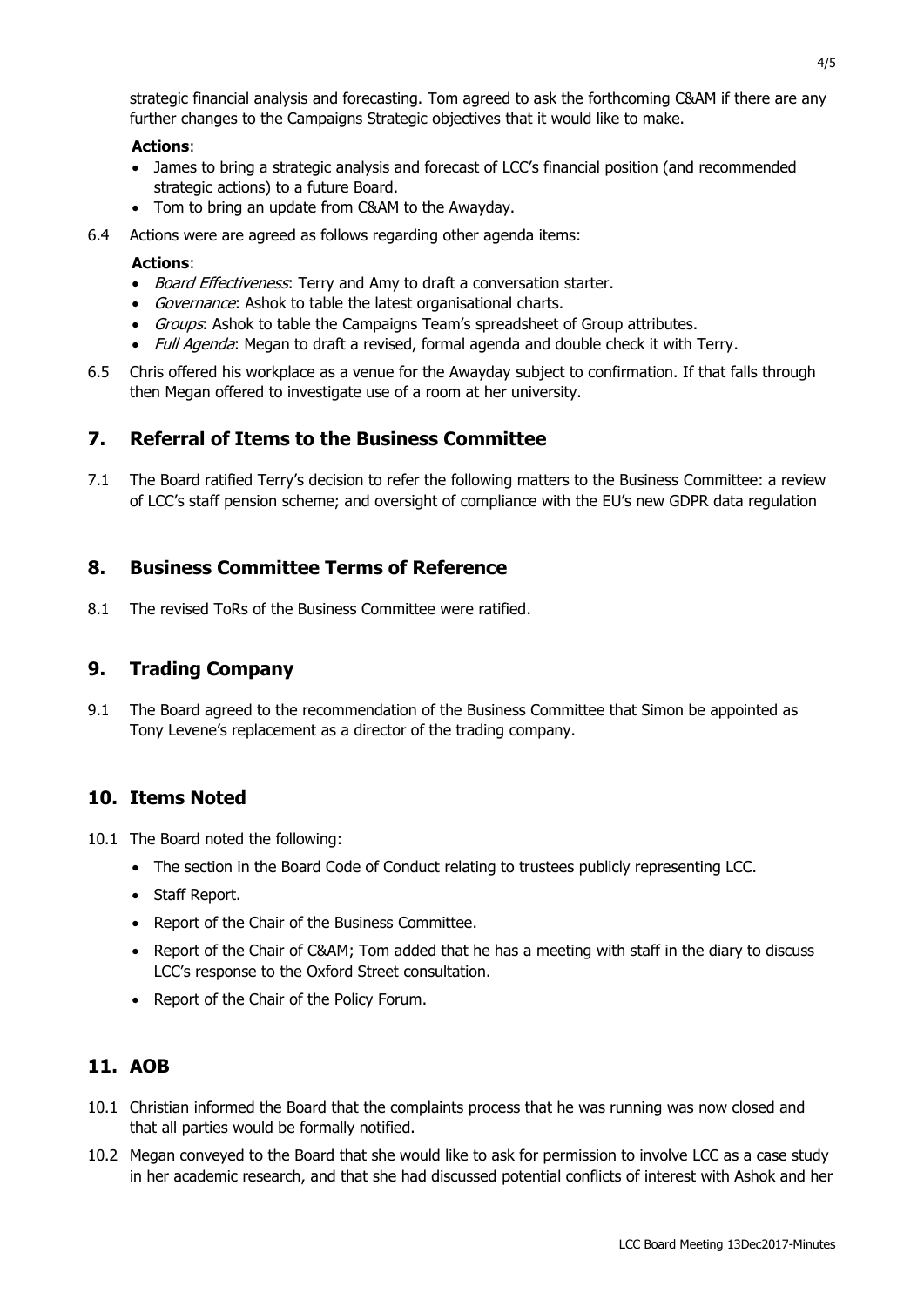strategic financial analysis and forecasting. Tom agreed to ask the forthcoming C&AM if there are any further changes to the Campaigns Strategic objectives that it would like to make.

**Actions**:

- James to bring a strategic analysis and forecast of LCC's financial position (and recommended strategic actions) to a future Board.
- Tom to bring an update from C&AM to the Awayday.

6.4 Actions were are agreed as follows regarding other agenda items:

**Actions**:

- *Board Effectiveness*: Terry and Amy to draft a conversation starter.
- *Governance*: Ashok to table the latest organisational charts.
- *Groups*: Ashok to table the Campaigns Team's spreadsheet of Group attributes.
- *Full Agenda*: Megan to draft a revised, formal agenda and double check it with Terry.

6.5 Chris offered his workplace as a venue for the Awayday subject to confirmation. If that falls through then Megan offered to investigate use of a room at her university.

## 7. Referral of Items to the Business Committee

7.1 The Board ratified Terry's decision to refer the following matters to the Business Committee: a review of LCC's staff pension scheme; and oversight of compliance with the EU's new GDPR data regulation

## 8. Business Committee Terms of Reference

8.1 The revised ToRs of the Business Committee were ratified.

## 9. Trading Company

9.1 The Board agreed to the recommendation of the Business Committee that Simon be appointed as Tony Levene's replacement as a director of the trading company.

## 10. Items Noted

10.1 The Board noted the following:

- The section in the Board Code of Conduct relating to trustees publicly representing LCC.
- Staff Report.
- Report of the Chair of the Business Committee.
- Report of the Chair of C&AM; Tom added that he has a meeting with staff in the diary to discuss LCC's response to the Oxford Street consultation.
- Report of the Chair of the Policy Forum.

## 11. AOB

10.1 Christian informed the Board that the complaints process that he was running was now closed and that all parties would be formally notified.

10.2 Megan conveyed to the Board that she would like to ask for permission to involve LCC as a case study in her academic research, and that she had discussed potential conflicts of interest with Ashok and her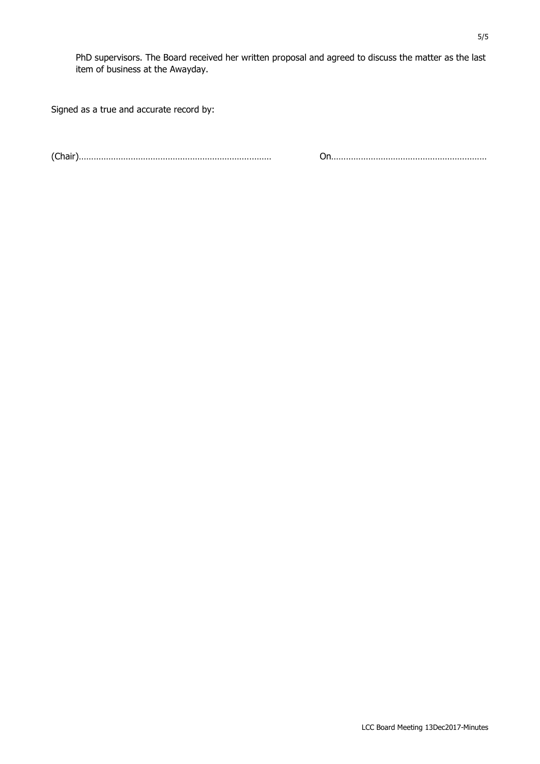PHD supervisors. The Board received her written proposal and agreed to discuss the matter as the last item of business at the Awayday.

Signed as a true and accurate record by:

(Chair)…………………………………………………………………… On………………………………………………………